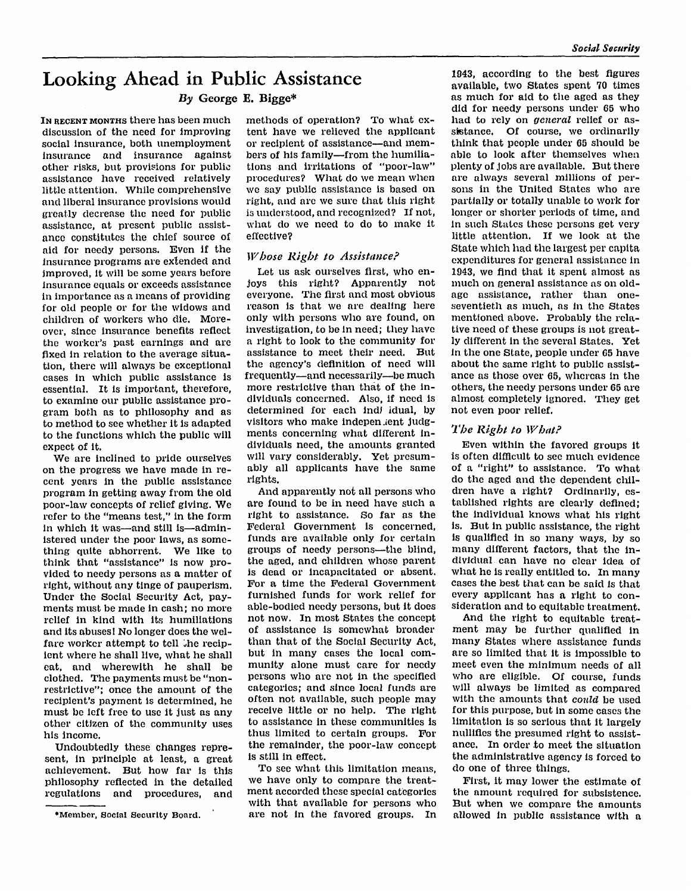# Looking Ahead in Public Assistance

*By* George E. Bigge*

IN RECENT MONTHS there has been much discussion of the need for improving social insurance, both unemployment insurance and insurance against other risks, but provisions for public assistance have received relatively little attention. While comprehensive and liberal insurance provisions would greatly decrease the need for public assistance, at present public assistance constitutes the chief source of aid for needy persons. Even if the insurance programs are extended and improved, it will be some years before insurance equals or exceeds assistance in importance as a means of providing for old people or for the widows and children of workers who die. Moreover, since insurance benefits reflect the worker's past earnings and are fixed in relation to the average situation, there will always be exceptional cases in which public assistance is essential. It is important, therefore, to examine our public assistance program both as to philosophy and as to method to see whether it is adapted to the functions which the public will expect of it.

We are inclined to pride ourselves on the progress we have made in recent years in the public assistance program in getting away from the old poor-law concepts of relief giving. We refer to the "means test," in the form in which it was—and still is—administered under the poor laws, as something quite abhorrent. We like to think that "assistance" is now provided to needy persons as a matter of right, without any tinge of pauperism. Under the Social Security Act, payments must be made in cash; no more relief in kind with its humiliations and its abuses! No longer does the welfare worker attempt to tell the recipient where he shall live, what he shall eat, and wherewith he shall be clothed. The payments must be "nonrestrictive"; once the amount of the recipient's payment is determined, he must be left free to use it just as any other citizen of the community uses his income.

Undoubtedly these changes represent, in principle at least, a great achievement. But how far is this philosophy reflected in the detailed regulations and procedures, and methods of operation? To what extent have we relieved the applicant or recipient of assistance—and members of his family—from the humiliations and irritations of "poor-law" procedures? What do we mean when we say public assistance is based on right, and are we sure that this right is understood, and recognized? If not, what do we need to do to make it effective?

## *Whose Right to Assistance?*

Let us ask ourselves first, who enjoys this right? Apparently not everyone. The first and most obvious reason is that we are dealing here only with persons who are found, on investigation, to be in need; they have a right to look to the community for assistance to meet their need. But the agency's definition of need will frequently—and necessarily—be much more restrictive than that of the individuals concerned. Also, if need is determined for each individual, by visitors who make independent judgments concerning what different individuals need, the amounts granted will vary considerably. Yet presumably all applicants have the same rights.

And apparently not all persons who are found to be in need have such a right to assistance. So far as the Federal Government is concerned, funds are available only for certain groups of needy persons—the blind, the aged, and children whose parent is dead or incapacitated or absent. For a time the Federal Government furnished funds for work relief for able-bodied needy persons, but it does not now. In most States the concept of assistance is somewhat broader than that of the Social Security Act, but in many cases the local community alone must care for needy persons who are not in the specified categories; and since local funds are often not available, such people may receive little or no help. The right to assistance in these communities is thus limited to certain groups. For the remainder, the poor-law concept is still in effect.

To see what this limitation means, we have only to compare the treatment accorded these special categories with that available for persons who are not in the favored groups. In 1943, according to the best figures available, two States spent 70 times as much for aid to the aged as they did for needy persons under 65 who had to rely on *general* relief or assistance. Of course, we ordinarily think that people under 65 should be able to look after themselves when plenty of jobs are available. But there are always several millions of persons in the United States who are partially or totally unable to work for longer or shorter periods of time, and in such States these persons get very little attention. If we look at the State which had the largest per capita expenditures for general assistance in 1943, we find that it spent almost as much on general assistance as on old-age assistance, rather than one-seventieth as much, as in the States mentioned above. Probably the relative need of these groups is not greatly different in the several States. Yet in the one State, people under 65 have about the same right to public assistance as those over 65, whereas in the others, the needy persons under 65 are almost completely ignored. They get not even poor relief.

## *The Right to What?*

Even within the favored groups it is often difficult to see much evidence of a "right" to assistance. To what do the aged and the dependent children have a right? Ordinarily, established rights are clearly defined; the individual knows what his right is. But in public assistance, the right is qualified in so many ways, by so many different factors, that the individual can have no clear idea of what he is really entitled to. In many cases the best that can be said is that every applicant has a right to consideration and to equitable treatment.

And the right to equitable treatment may be further qualified in many States where assistance funds are so limited that it is impossible to meet even the minimum needs of all who are eligible. Of course, funds will always be limited as compared with the amounts that *could* be used for this purpose, but in some cases the limitation is so serious that it largely nullifies the presumed right to assistance. In order to meet the situation the administrative agency is forced to do one of three things.

First, it may lower the estimate of the amount required for subsistence. But when we compare the amounts allowed in public assistance with a

---

*Member, Social Security Board.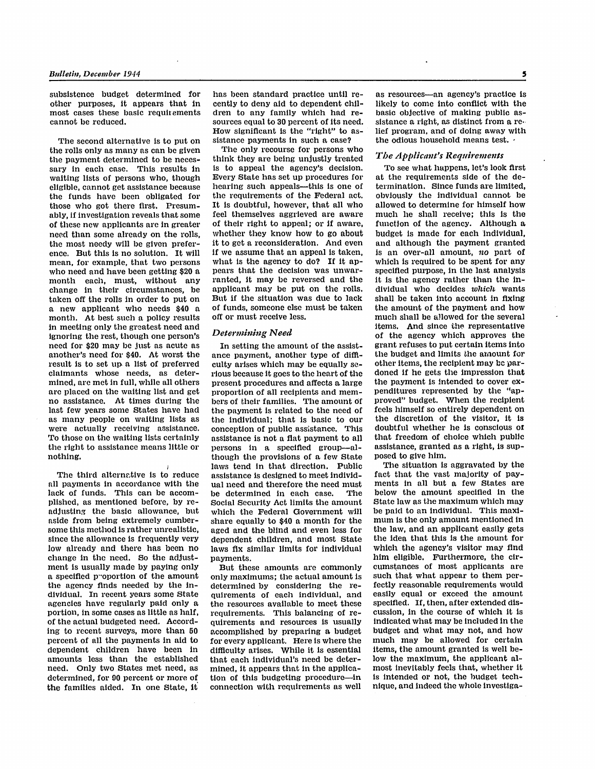subsistence budget determined for other purposes, it appears that in most cases these basic requirements cannot be reduced.

The second alternative is to put on the rolls only as many as can be given the payment determined to be necessary in each case. This results in waiting lists of persons who, though eligible, cannot get assistance because the funds have been obligated for those who got there first. Presumably, if investigation reveals that some of these new applicants are in greater need than some already on the rolls, the most needy will be given preference. But this is no solution. It will mean, for example, that two persons who need and have been getting $20 a month each, must, without any change in their circumstances, be taken off the rolls in order to put on a new applicant who needs $40 a month. At best such a policy results in meeting only the greatest need and ignoring the rest, though one person's need for $20 may be just as acute as another's need for $40. At worst the result is to set up a list of preferred claimants whose needs, as determined, are met in full, while all others are placed on the waiting list and get no assistance. At times during the last few years some States have had as many people on waiting lists as were actually receiving assistance. To those on the waiting lists certainly the right to assistance means little or nothing.

The third alternative is to reduce all payments in accordance with the lack of funds. This can be accomplished, as mentioned before, by readjusting the basic allowance, but aside from being extremely cumbersome this method is rather unrealistic, since the allowance is frequently very low already and there has been no change in the need. So the adjustment is usually made by paying only a specified proportion of the amount the agency finds needed by the individual. In recent years some State agencies have regularly paid only a portion, in some cases as little as half, of the actual budgeted need. According to recent surveys, more than 50 percent of all the payments in aid to dependent children have been in amounts less than the established need. Only two States met need, as determined, for 90 percent or more of the families aided. In one State, it has been standard practice until recently to deny aid to dependent children to any family which had resources equal to 30 percent of its need. How significant is the "right" to assistance payments in such a case?

The only recourse for persons who think they are being unjustly treated is to appeal the agency's decision. Every State has set up procedures for hearing such appeals—this is one of the requirements of the Federal act. It is doubtful, however, that all who feel themselves aggrieved are aware of their right to appeal; or if aware, whether they know how to go about it to get a reconsideration. And even if we assume that an appeal is taken, what is the agency to do? If it appears that the decision was unwarranted, it may be reversed and the applicant may be put on the rolls. But if the situation was due to lack of funds, someone else must be taken off or must receive less.

### *Determining Need*

In setting the amount of the assistance payment, another type of difficulty arises which may be equally serious because it goes to the heart of the present procedures and affects a large proportion of all recipients and members of their families. The amount of the payment is related to the need of the individual; that is basic to our conception of public assistance. This assistance is not a flat payment to all persons in a specified group—although the provisions of a few State laws tend in that direction. Public assistance is designed to meet individual need and therefore the need must be determined in each case. The Social Security Act limits the amount which the Federal Government will share equally to $40 a month for the aged and the blind and even less for dependent children, and most State laws fix similar limits for individual payments.

But these amounts are commonly only maximums; the actual amount is determined by considering the requirements of each individual, and the resources available to meet these requirements. This balancing of requirements and resources is usually accomplished by preparing a budget for every applicant. Here is where the difficulty arises. While it is essential that each individual's need be determined, it appears that in the application of this budgeting procedure—in connection with requirements as well as resources—an agency's practice is likely to come into conflict with the basic objective of making public assistance a right, as distinct from a relief program, and of doing away with the odious household means test.

### *The Applicant's Requirements*

To see what happens, let's look first at the requirements side of the determination. Since funds are limited, obviously the individual cannot be allowed to determine for himself how much he shall receive; this is the function of the agency. Although a budget is made for each individual, and although the payment granted is an over-all amount, *no* part of which is required to be spent for any specified purpose, in the last analysis it is the agency rather than the individual who decides *which* wants shall be taken into account in fixing the amount of the payment and how much shall be allowed for the several items. And since the representative of the agency which approves the grant refuses to put certain items into the budget and limits the amount for other items, the recipient may be pardoned if he gets the impression that the payment is intended to cover expenditures represented by the "approved" budget. When the recipient feels himself so entirely dependent on the discretion of the visitor, it is doubtful whether he is conscious of that freedom of choice which public assistance, granted as a right, is supposed to give him.

The situation is aggravated by the fact that the vast majority of payments in all but a few States are below the amount specified in the State law as the maximum which may be paid to an individual. This maximum is the only amount mentioned in the law, and an applicant easily gets the idea that this is the amount for which the agency's visitor may find him eligible. Furthermore, the circumstances of most applicants are such that what appear to them perfectly reasonable requirements would easily equal or exceed the amount specified. If, then, after extended discussion, in the course of which it is indicated what may be included in the budget and what may not, and how much may be allowed for certain items, the amount granted is well below the maximum, the applicant almost inevitably feels that, whether it is intended or not, the budget technique, and indeed the whole investiga-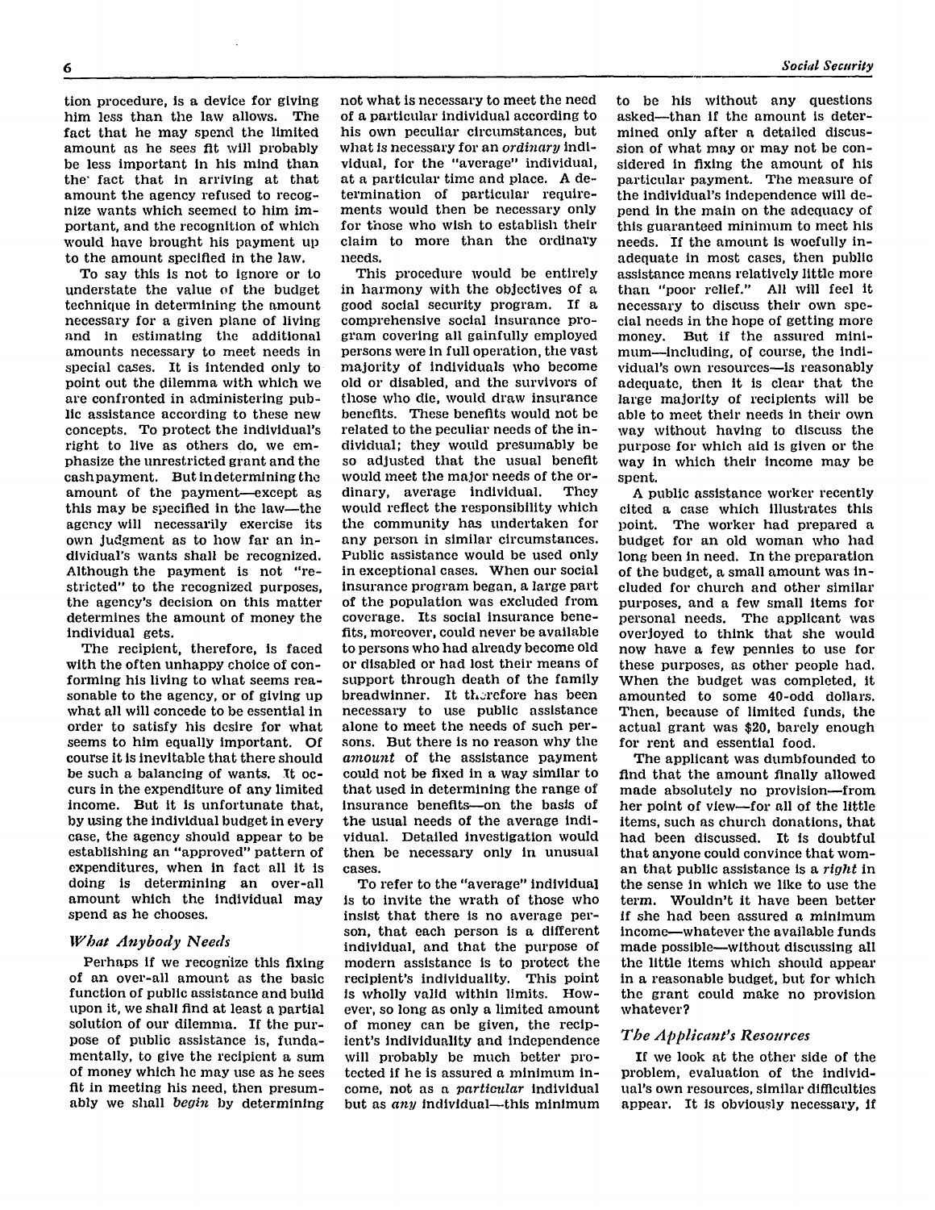tion procedure, is a device for giving him less than the law allows. The fact that he may spend the limited amount as he sees fit will probably be less important in his mind than the fact that in arriving at that amount the agency refused to recognize wants which seemed to him important, and the recognition of which would have brought his payment up to the amount specified in the law.

To say this is not to ignore or to understate the value of the budget technique in determining the amount necessary for a given plane of living and in estimating the additional amounts necessary to meet needs in special cases. It is intended only to point out the dilemma with which we are confronted in administering public assistance according to these new concepts. To protect the individual's right to live as others do, we emphasize the unrestricted grant and the cash payment. But in determining the amount of the payment—except as this may be specified in the law—the agency will necessarily exercise its own judgment as to how far an individual's wants shall be recognized. Although the payment is not "restricted" to the recognized purposes, the agency's decision on this matter determines the amount of money the individual gets.

The recipient, therefore, is faced with the often unhappy choice of conforming his living to what seems reasonable to the agency, or of giving up what all will concede to be essential in order to satisfy his desire for what seems to him equally important. Of course it is inevitable that there should be such a balancing of wants. It occurs in the expenditure of any limited income. But it is unfortunate that, by using the individual budget in every case, the agency should appear to be establishing an "approved" pattern of expenditures, when in fact all it is doing is determining an over-all amount which the individual may spend as he chooses.

### *What Anybody Needs*

Perhaps if we recognize this fixing of an over-all amount as the basic function of public assistance and build upon it, we shall find at least a partial solution of our dilemma. If the purpose of public assistance is, fundamentally, to give the recipient a sum of money which he may use as he sees fit in meeting his need, then presumably we shall *begin* by determining not what is necessary to meet the need of a particular individual according to his own peculiar circumstances, but what is necessary for an *ordinary* individual, for the "average" individual, at a particular time and place. A determination of particular requirements would then be necessary only for those who wish to establish their claim to more than the ordinary needs.

This procedure would be entirely in harmony with the objectives of a good social security program. If a comprehensive social insurance program covering all gainfully employed persons were in full operation, the vast majority of individuals who become old or disabled, and the survivors of those who die, would draw insurance benefits. These benefits would not be related to the peculiar needs of the individual; they would presumably be so adjusted that the usual benefit would meet the major needs of the ordinary, average individual. They would reflect the responsibility which the community has undertaken for any person in similar circumstances. Public assistance would be used only in exceptional cases. When our social insurance program began, a large part of the population was excluded from coverage. Its social insurance benefits, moreover, could never be available to persons who had already become old or disabled or had lost their means of support through death of the family breadwinner. It therefore has been necessary to use public assistance alone to meet the needs of such persons. But there is no reason why the *amount* of the assistance payment could not be fixed in a way similar to that used in determining the range of insurance benefits—on the basis of the usual needs of the average individual. Detailed investigation would then be necessary only in unusual cases.

To refer to the "average" individual is to invite the wrath of those who insist that there is no average person, that each person is a different individual, and that the purpose of modern assistance is to protect the recipient's individuality. This point is wholly valid within limits. However, so long as only a limited amount of money can be given, the recipient's individuality and independence will probably be much better protected if he is assured a minimum income, not as a *particular* individual but as *any* individual—this minimum to be his without any questions asked—than if the amount is determined only after a detailed discussion of what may or may not be considered in fixing the amount of his particular payment. The measure of the individual's independence will depend in the main on the adequacy of this guaranteed minimum to meet his needs. If the amount is woefully inadequate in most cases, then public assistance means relatively little more than "poor relief." All will feel it necessary to discuss their own special needs in the hope of getting more money. But if the assured minimum—including, of course, the individual's own resources—is reasonably adequate, then it is clear that the large majority of recipients will be able to meet their needs in their own way without having to discuss the purpose for which aid is given or the way in which their income may be spent.

A public assistance worker recently cited a case which illustrates this point. The worker had prepared a budget for an old woman who had long been in need. In the preparation of the budget, a small amount was included for church and other similar purposes, and a few small items for personal needs. The applicant was overjoyed to think that she would now have a few pennies to use for these purposes, as other people had. When the budget was completed, it amounted to some 40-odd dollars. Then, because of limited funds, the actual grant was $20, barely enough for rent and essential food.

The applicant was dumbfounded to find that the amount finally allowed made absolutely no provision—from her point of view—for all of the little items, such as church donations, that had been discussed. It is doubtful that anyone could convince that woman that public assistance is a *right* in the sense in which we like to use the term. Wouldn't it have been better if she had been assured a minimum income—whatever the available funds made possible—without discussing all the little items which should appear in a reasonable budget, but for which the grant could make no provision whatever?

### *The Applicant's Resources*

If we look at the other side of the problem, evaluation of the individual's own resources, similar difficulties appear. It is obviously necessary, if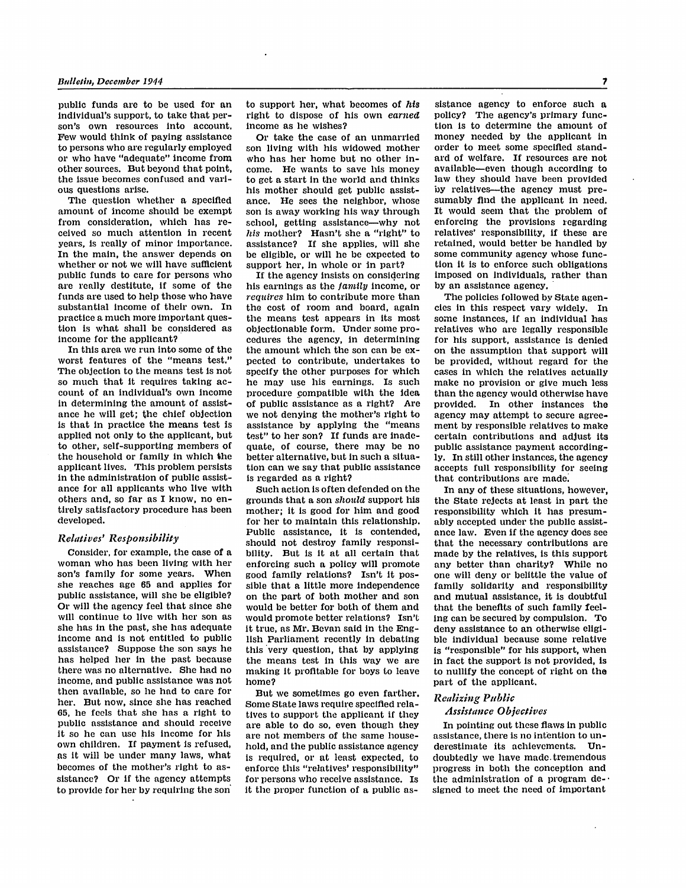public funds are to be used for an individual's support, to take that person's own resources into account. Few would think of paying assistance to persons who are regularly employed or who have "adequate" income from other sources. But beyond that point, the issue becomes confused and various questions arise.

The question whether a specified amount of income should be exempt from consideration, which has received so much attention in recent years, is really of minor importance. In the main, the answer depends on whether or not we will have sufficient public funds to care for persons who are really destitute, if some of the funds are used to help those who have substantial income of their own. In practice a much more important question is what shall be considered as income for the applicant?

In this area we run into some of the worst features of the "means test." The objection to the means test is not so much that it requires taking account of an individual's own income in determining the amount of assistance he will get; the chief objection is that in practice the means test is applied not only to the applicant, but to other, self-supporting members of the household or family in which the applicant lives. This problem persists in the administration of public assistance for all applicants who live with others and, so far as I know, no entirely satisfactory procedure has been developed.

### *Relatives' Responsibility*

Consider, for example, the case of a woman who has been living with her son's family for some years. When she reaches age 65 and applies for public assistance, will she be eligible? Or will the agency feel that since she will continue to live with her son as she has in the past, she has adequate income and is not entitled to public assistance? Suppose the son says he has helped her in the past because there was no alternative. She had no income, and public assistance was not then available, so he had to care for her. But now, since she has reached 65, he feels that she has a right to public assistance and should receive it so he can use his income for his own children. If payment is refused, as it will be under many laws, what becomes of the mother's right to assistance? Or if the agency attempts to provide for her by requiring the son to support her, what becomes of *his* right to dispose of his own *earned* income as he wishes?

Or take the case of an unmarried son living with his widowed mother who has her home but no other income. He wants to save his money to get a start in the world and thinks his mother should get public assistance. He sees the neighbor, whose son is away working his way through school, getting assistance—why not *his* mother? Hasn't she a "right" to assistance? If she applies, will she be eligible, or will he be expected to support her, in whole or in part?

If the agency insists on considering his earnings as the *family* income, or *requires* him to contribute more than the cost of room and board, again the means test appears in its most objectionable form. Under some procedures the agency, in determining the amount which the son can be expected to contribute, undertakes to specify the other purposes for which he may use his earnings. Is such procedure compatible with the idea of public assistance as a right? Are we not denying the mother's right to assistance by applying the "means test" to her son? If funds are inadequate, of course, there may be no better alternative, but in such a situation can we say that public assistance is regarded as a right?

Such action is often defended on the grounds that a son *should* support his mother; it is good for him and good for her to maintain this relationship. Public assistance, it is contended, should not destroy family responsibility. But is it at all certain that enforcing such a policy will promote good family relations? Isn't it possible that a little more independence on the part of both mother and son would be better for both of them and would promote better relations? Isn't it true, as Mr. Bevan said in the English Parliament recently in debating this very question, that by applying the means test in this way we are making it profitable for boys to leave home?

But we sometimes go even farther. Some State laws require specified relatives to support the applicant if they are able to do so, even though they are not members of the same household, and the public assistance agency is required, or at least expected, to enforce this "relatives' responsibility" for persons who receive assistance. Is it the proper function of a public assistance agency to enforce such a policy? The agency's primary function is to determine the amount of money needed by the applicant in order to meet some specified standard of welfare. If resources are not available—even though according to law they should have been provided by relatives—the agency must presumably find the applicant in need. It would seem that the problem of enforcing the provisions regarding relatives' responsibility, if these are retained, would better be handled by some community agency whose function it is to enforce such obligations imposed on individuals, rather than by an assistance agency.

The policies followed by State agencies in this respect vary widely. In some instances, if an individual has relatives who are legally responsible for his support, assistance is denied on the assumption that support will be provided, without regard for the cases in which the relatives actually make no provision or give much less than the agency would otherwise have provided. In other instances the agency may attempt to secure agreement by responsible relatives to make certain contributions and adjust its public assistance payment accordingly. In still other instances, the agency accepts full responsibility for seeing that contributions are made.

In any of these situations, however, the State rejects at least in part the responsibility which it has presumably accepted under the public assistance law. Even if the agency does see that the necessary contributions are made by the relatives, is this support any better than charity? While no one will deny or belittle the value of family solidarity and responsibility and mutual assistance, it is doubtful that the benefits of such family feeling can be secured by compulsion. To deny assistance to an otherwise eligible individual because some relative is "responsible" for his support, when in fact the support is not provided, is to nullify the concept of right on the part of the applicant.

### *Realizing Public Assistance Objectives*

In pointing out these flaws in public assistance, there is no intention to underestimate its achievements. Undoubtedly we have made tremendous progress in both the conception and the administration of a program designed to meet the need of important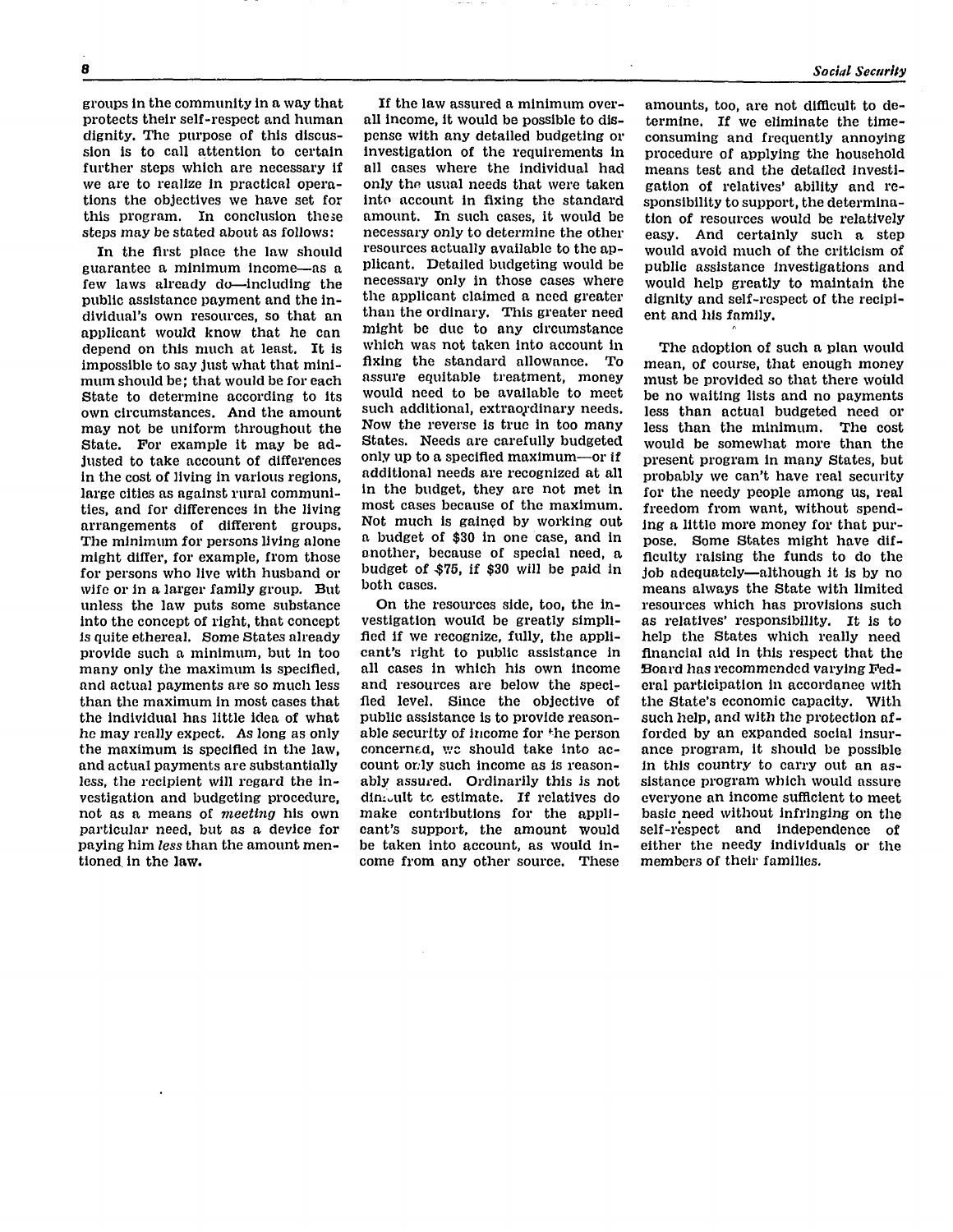groups in the community in a way that protects their self-respect and human dignity. The purpose of this discussion is to call attention to certain further steps which are necessary if we are to realize in practical operations the objectives we have set for this program. In conclusion these steps may be stated about as follows:

In the first place the law should guarantee a minimum income—as a few laws already do—including the public assistance payment and the individual's own resources, so that an applicant would know that he can depend on this much at least. It is impossible to say just what that minimum should be; that would be for each State to determine according to its own circumstances. And the amount may not be uniform throughout the State. For example it may be adjusted to take account of differences in the cost of living in various regions, large cities as against rural communities, and for differences in the living arrangements of different groups. The minimum for persons living alone might differ, for example, from those for persons who live with husband or wife or in a larger family group. But unless the law puts some substance into the concept of right, that concept is quite ethereal. Some States already provide such a minimum, but in too many only the maximum is specified, and actual payments are so much less than the maximum in most cases that the individual has little idea of what he may really expect. As long as only the maximum is specified in the law, and actual payments are substantially less, the recipient will regard the investigation and budgeting procedure, not as a means of *meeting* his own particular need, but as a device for paying him *less* than the amount mentioned in the law.

If the law assured a minimum overall income, it would be possible to dispense with any detailed budgeting or investigation of the requirements in all cases where the individual had only the usual needs that were taken into account in fixing the standard amount. In such cases, it would be necessary only to determine the other resources actually available to the applicant. Detailed budgeting would be necessary only in those cases where the applicant claimed a need greater than the ordinary. This greater need might be due to any circumstance which was not taken into account in fixing the standard allowance. To assure equitable treatment, money would need to be available to meet such additional, extraordinary needs. Now the reverse is true in too many States. Needs are carefully budgeted only up to a specified maximum—or if additional needs are recognized at all in the budget, they are not met in most cases because of the maximum. Not much is gained by working out a budget of $30 in one case, and in another, because of special need, a budget of $75, if $30 will be paid in both cases.

On the resources side, too, the investigation would be greatly simplified if we recognize, fully, the applicant's right to public assistance in all cases in which his own income and resources are below the specified level. Since the objective of public assistance is to provide reasonable security of income for the person concerned, we should take into account only such income as is reasonably assured. Ordinarily this is not difficult to estimate. If relatives do make contributions for the applicant's support, the amount would be taken into account, as would income from any other source. These amounts, too, are not difficult to determine. If we eliminate the time-consuming and frequently annoying procedure of applying the household means test and the detailed investigation of relatives' ability and responsibility to support, the determination of resources would be relatively easy. And certainly such a step would avoid much of the criticism of public assistance investigations and would help greatly to maintain the dignity and self-respect of the recipient and his family.

The adoption of such a plan would mean, of course, that enough money must be provided so that there would be no waiting lists and no payments less than actual budgeted need or less than the minimum. The cost would be somewhat more than the present program in many States, but probably we can't have real security for the needy people among us, real freedom from want, without spending a little more money for that purpose. Some States might have difficulty raising the funds to do the job adequately—although it is by no means always the State with limited resources which has provisions such as relatives' responsibility. It is to help the States which really need financial aid in this respect that the Board has recommended varying Federal participation in accordance with the State's economic capacity. With such help, and with the protection afforded by an expanded social insurance program, it should be possible in this country to carry out an assistance program which would assure everyone an income sufficient to meet basic need without infringing on the self-respect and independence of either the needy individuals or the members of their families.